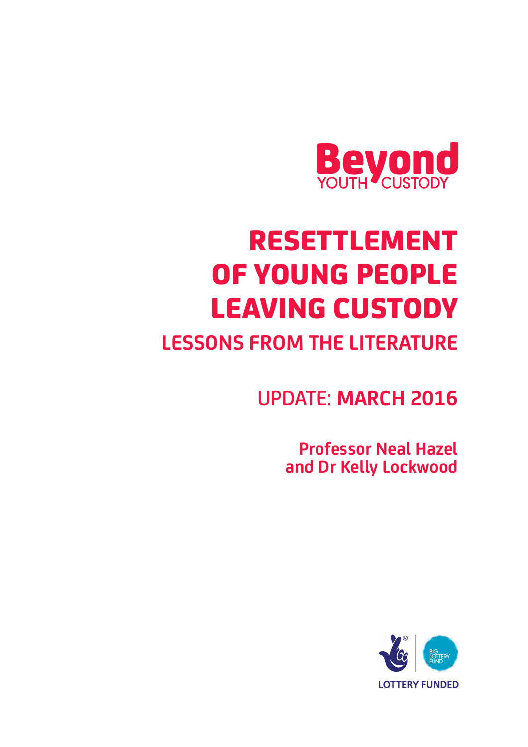Beyond
YOUTH CUSTODY

# RESETTLEMENT OF YOUNG PEOPLE LEAVING CUSTODY

## LESSONS FROM THE LITERATURE

UPDATE: **MARCH 2016**

**Professor Neal Hazel and Dr Kelly Lockwood**

BIG LOTTERY FUND

LOTTERY FUNDED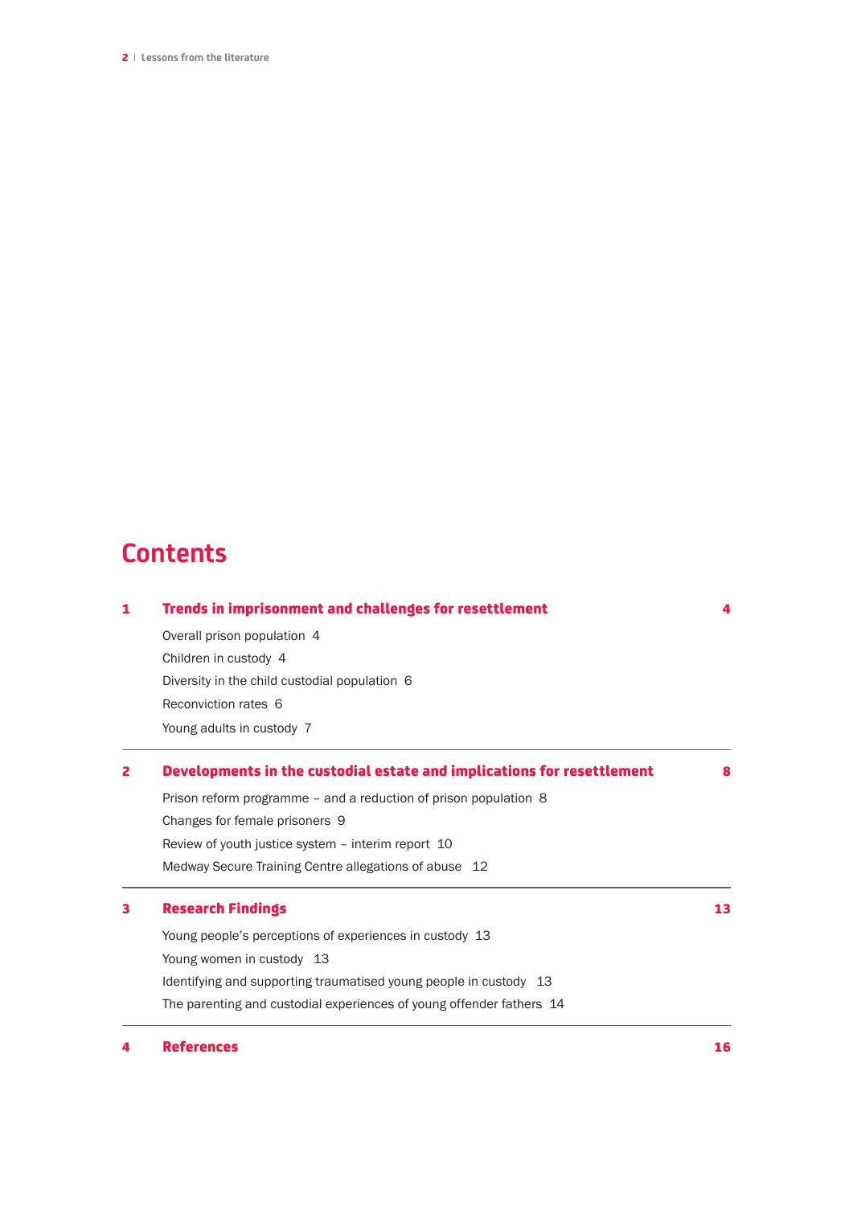# Contents

**1 Trends in imprisonment and challenges for resettlement — 4**

- Overall prison population 4
- Children in custody 4
- Diversity in the child custodial population 6
- Reconviction rates 6
- Young adults in custody 7

**2 Developments in the custodial estate and implications for resettlement — 8**

- Prison reform programme – and a reduction of prison population 8
- Changes for female prisoners 9
- Review of youth justice system – interim report 10
- Medway Secure Training Centre allegations of abuse 12

**3 Research Findings — 13**

- Young people's perceptions of experiences in custody 13
- Young women in custody 13
- Identifying and supporting traumatised young people in custody 13
- The parenting and custodial experiences of young offender fathers 14

**4 References — 16**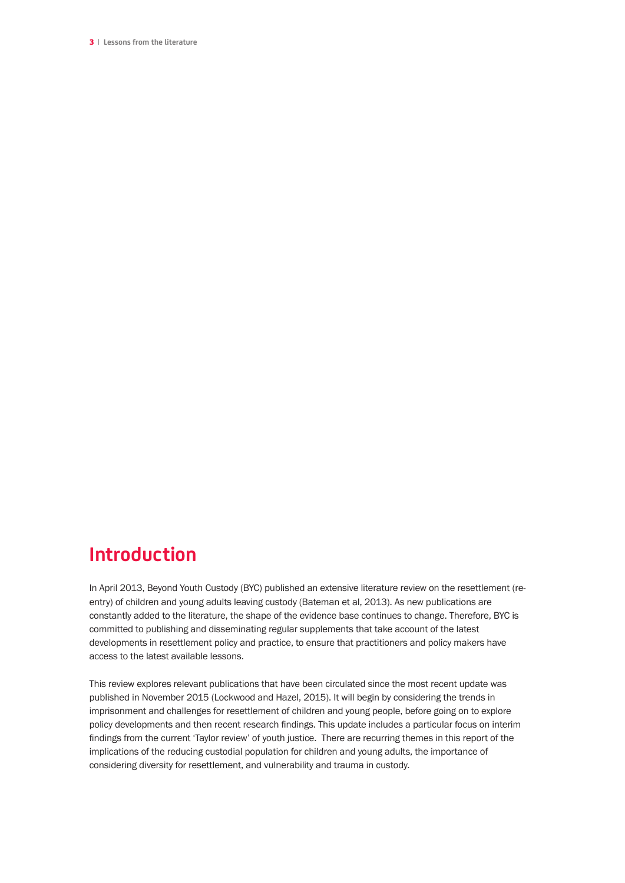# Introduction

In April 2013, Beyond Youth Custody (BYC) published an extensive literature review on the resettlement (re-entry) of children and young adults leaving custody (Bateman et al, 2013). As new publications are constantly added to the literature, the shape of the evidence base continues to change. Therefore, BYC is committed to publishing and disseminating regular supplements that take account of the latest developments in resettlement policy and practice, to ensure that practitioners and policy makers have access to the latest available lessons.

This review explores relevant publications that have been circulated since the most recent update was published in November 2015 (Lockwood and Hazel, 2015). It will begin by considering the trends in imprisonment and challenges for resettlement of children and young people, before going on to explore policy developments and then recent research findings. This update includes a particular focus on interim findings from the current 'Taylor review' of youth justice. There are recurring themes in this report of the implications of the reducing custodial population for children and young adults, the importance of considering diversity for resettlement, and vulnerability and trauma in custody.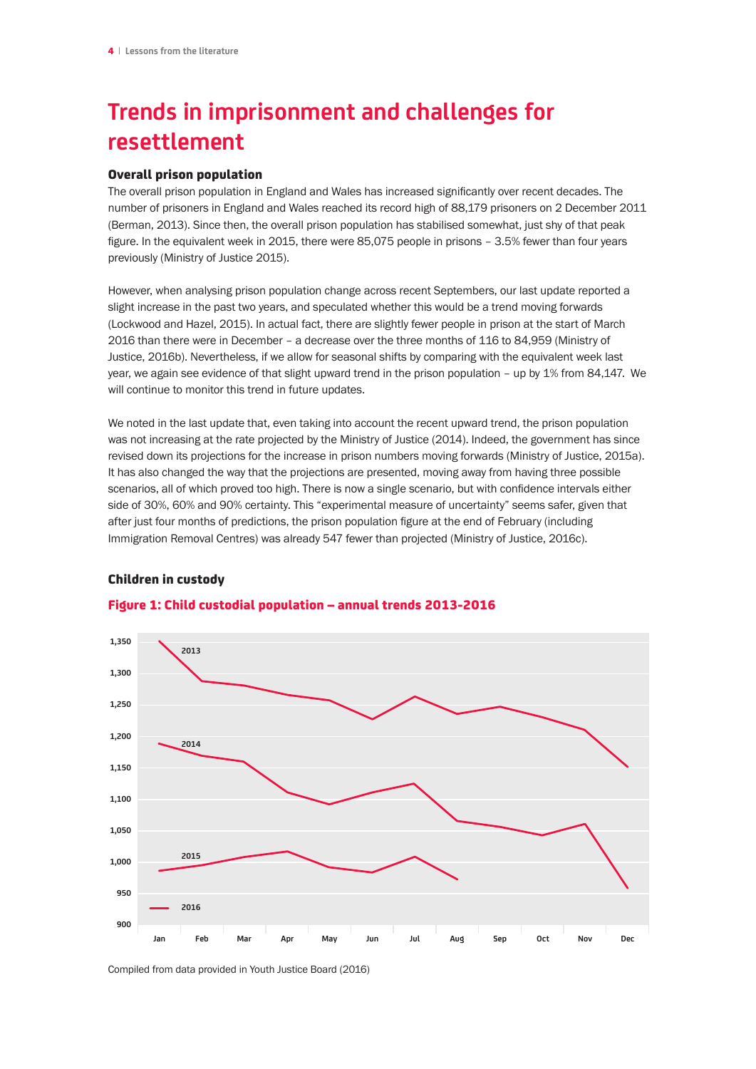# Trends in imprisonment and challenges for resettlement

### Overall prison population

The overall prison population in England and Wales has increased significantly over recent decades. The number of prisoners in England and Wales reached its record high of 88,179 prisoners on 2 December 2011 (Berman, 2013). Since then, the overall prison population has stabilised somewhat, just shy of that peak figure. In the equivalent week in 2015, there were 85,075 people in prisons – 3.5% fewer than four years previously (Ministry of Justice 2015).

However, when analysing prison population change across recent Septembers, our last update reported a slight increase in the past two years, and speculated whether this would be a trend moving forwards (Lockwood and Hazel, 2015). In actual fact, there are slightly fewer people in prison at the start of March 2016 than there were in December – a decrease over the three months of 116 to 84,959 (Ministry of Justice, 2016b). Nevertheless, if we allow for seasonal shifts by comparing with the equivalent week last year, we again see evidence of that slight upward trend in the prison population – up by 1% from 84,147. We will continue to monitor this trend in future updates.

We noted in the last update that, even taking into account the recent upward trend, the prison population was not increasing at the rate projected by the Ministry of Justice (2014). Indeed, the government has since revised down its projections for the increase in prison numbers moving forwards (Ministry of Justice, 2015a). It has also changed the way that the projections are presented, moving away from having three possible scenarios, all of which proved too high. There is now a single scenario, but with confidence intervals either side of 30%, 60% and 90% certainty. This “experimental measure of uncertainty” seems safer, given that after just four months of predictions, the prison population figure at the end of February (including Immigration Removal Centres) was already 547 fewer than projected (Ministry of Justice, 2016c).

### Children in custody

**Figure 1: Child custodial population – annual trends 2013-2016**

Compiled from data provided in Youth Justice Board (2016)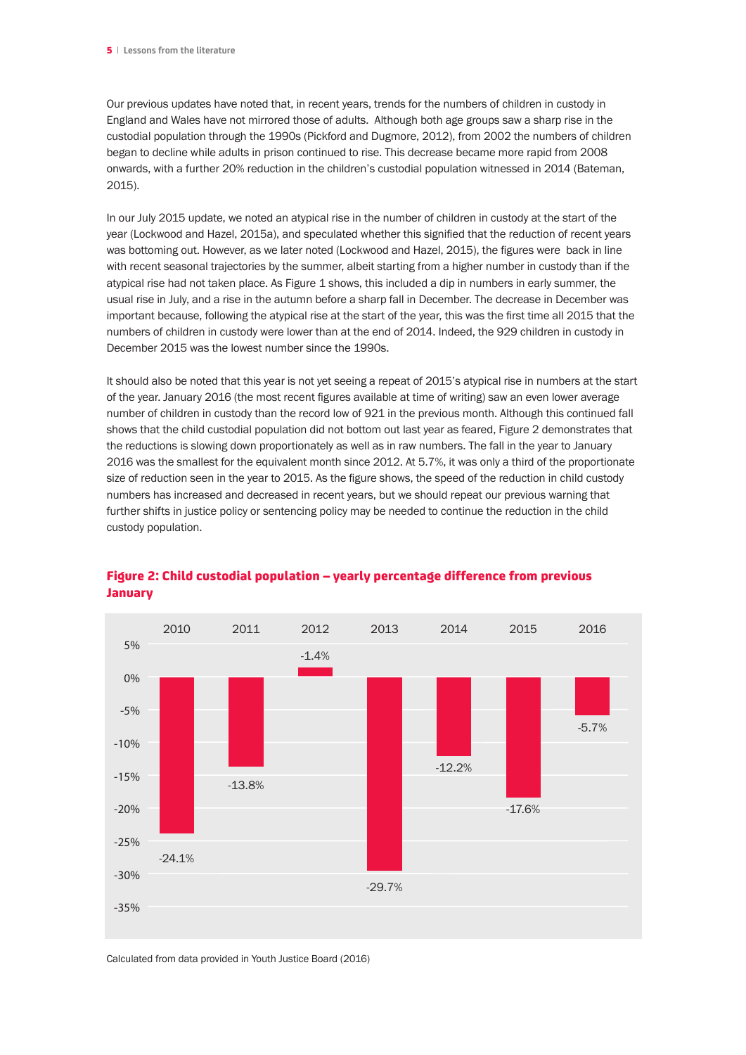Our previous updates have noted that, in recent years, trends for the numbers of children in custody in England and Wales have not mirrored those of adults. Although both age groups saw a sharp rise in the custodial population through the 1990s (Pickford and Dugmore, 2012), from 2002 the numbers of children began to decline while adults in prison continued to rise. This decrease became more rapid from 2008 onwards, with a further 20% reduction in the children's custodial population witnessed in 2014 (Bateman, 2015).

In our July 2015 update, we noted an atypical rise in the number of children in custody at the start of the year (Lockwood and Hazel, 2015a), and speculated whether this signified that the reduction of recent years was bottoming out. However, as we later noted (Lockwood and Hazel, 2015), the figures were back in line with recent seasonal trajectories by the summer, albeit starting from a higher number in custody than if the atypical rise had not taken place. As Figure 1 shows, this included a dip in numbers in early summer, the usual rise in July, and a rise in the autumn before a sharp fall in December. The decrease in December was important because, following the atypical rise at the start of the year, this was the first time all 2015 that the numbers of children in custody were lower than at the end of 2014. Indeed, the 929 children in custody in December 2015 was the lowest number since the 1990s.

It should also be noted that this year is not yet seeing a repeat of 2015's atypical rise in numbers at the start of the year. January 2016 (the most recent figures available at time of writing) saw an even lower average number of children in custody than the record low of 921 in the previous month. Although this continued fall shows that the child custodial population did not bottom out last year as feared, Figure 2 demonstrates that the reductions is slowing down proportionately as well as in raw numbers. The fall in the year to January 2016 was the smallest for the equivalent month since 2012. At 5.7%, it was only a third of the proportionate size of reduction seen in the year to 2015. As the figure shows, the speed of the reduction in child custody numbers has increased and decreased in recent years, but we should repeat our previous warning that further shifts in justice policy or sentencing policy may be needed to continue the reduction in the child custody population.

**Figure 2: Child custodial population – yearly percentage difference from previous January**

| Year | Percentage difference |
|---|---|
| 2010 | -24.1% |
| 2011 | -13.8% |
| 2012 | -1.4% |
| 2013 | -29.7% |
| 2014 | -12.2% |
| 2015 | -17.6% |
| 2016 | -5.7% |

Calculated from data provided in Youth Justice Board (2016)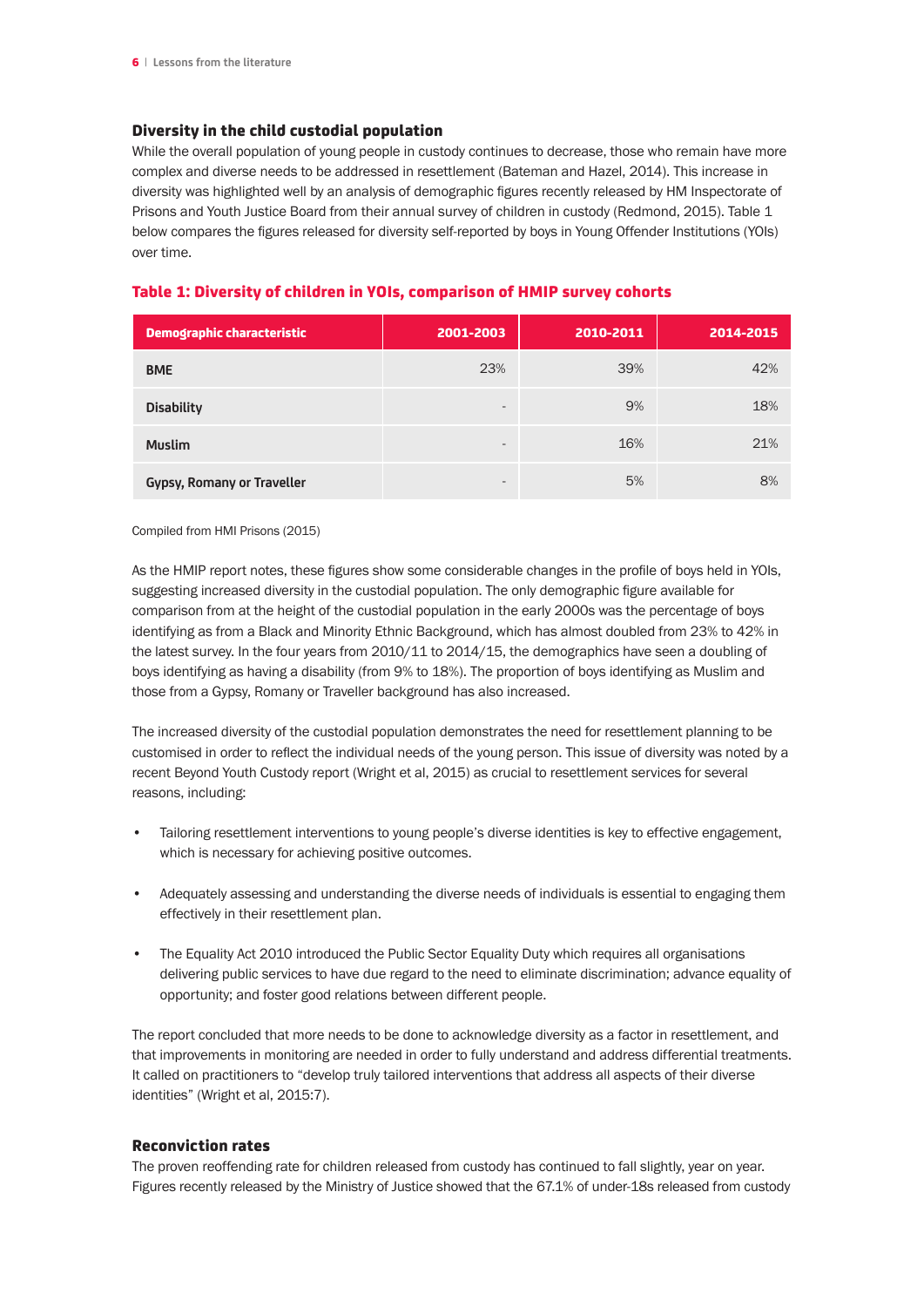### Diversity in the child custodial population

While the overall population of young people in custody continues to decrease, those who remain have more complex and diverse needs to be addressed in resettlement (Bateman and Hazel, 2014). This increase in diversity was highlighted well by an analysis of demographic figures recently released by HM Inspectorate of Prisons and Youth Justice Board from their annual survey of children in custody (Redmond, 2015). Table 1 below compares the figures released for diversity self-reported by boys in Young Offender Institutions (YOIs) over time.

**Table 1: Diversity of children in YOIs, comparison of HMIP survey cohorts**

| Demographic characteristic | 2001-2003 | 2010-2011 | 2014-2015 |
|---|---|---|---|
| BME | 23% | 39% | 42% |
| Disability | - | 9% | 18% |
| Muslim | - | 16% | 21% |
| Gypsy, Romany or Traveller | - | 5% | 8% |

Compiled from HMI Prisons (2015)

As the HMIP report notes, these figures show some considerable changes in the profile of boys held in YOIs, suggesting increased diversity in the custodial population. The only demographic figure available for comparison from at the height of the custodial population in the early 2000s was the percentage of boys identifying as from a Black and Minority Ethnic Background, which has almost doubled from 23% to 42% in the latest survey. In the four years from 2010/11 to 2014/15, the demographics have seen a doubling of boys identifying as having a disability (from 9% to 18%). The proportion of boys identifying as Muslim and those from a Gypsy, Romany or Traveller background has also increased.

The increased diversity of the custodial population demonstrates the need for resettlement planning to be customised in order to reflect the individual needs of the young person. This issue of diversity was noted by a recent Beyond Youth Custody report (Wright et al, 2015) as crucial to resettlement services for several reasons, including:

- Tailoring resettlement interventions to young people's diverse identities is key to effective engagement, which is necessary for achieving positive outcomes.
- Adequately assessing and understanding the diverse needs of individuals is essential to engaging them effectively in their resettlement plan.
- The Equality Act 2010 introduced the Public Sector Equality Duty which requires all organisations delivering public services to have due regard to the need to eliminate discrimination; advance equality of opportunity; and foster good relations between different people.

The report concluded that more needs to be done to acknowledge diversity as a factor in resettlement, and that improvements in monitoring are needed in order to fully understand and address differential treatments. It called on practitioners to "develop truly tailored interventions that address all aspects of their diverse identities" (Wright et al, 2015:7).

### Reconviction rates

The proven reoffending rate for children released from custody has continued to fall slightly, year on year. Figures recently released by the Ministry of Justice showed that the 67.1% of under-18s released from custody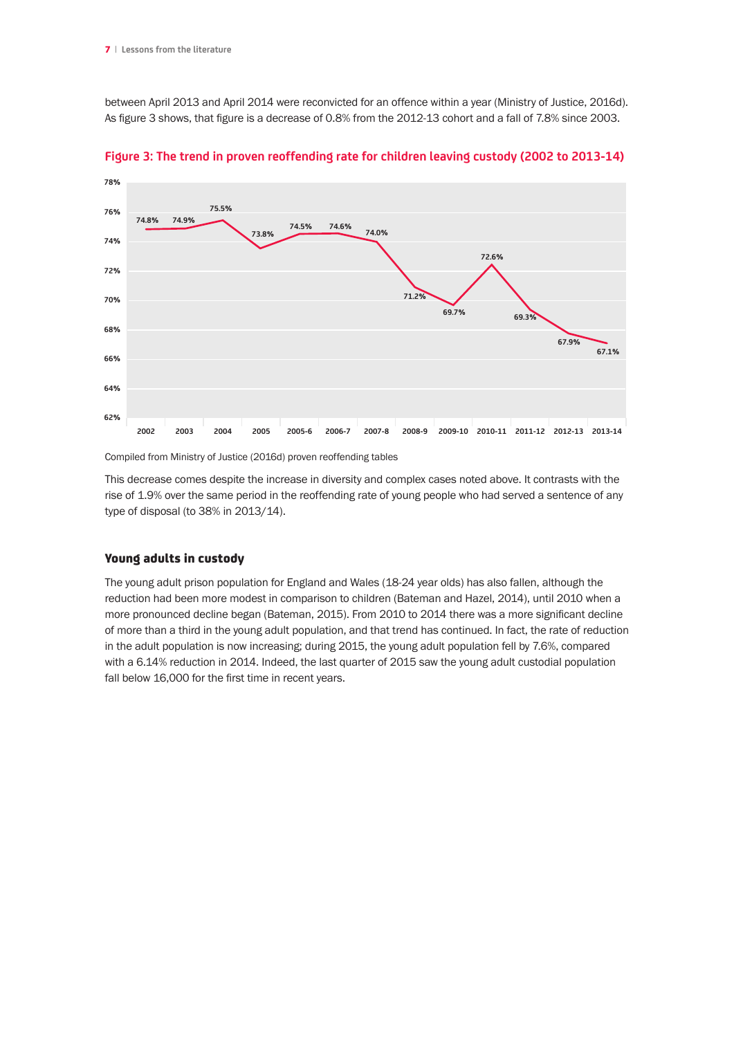between April 2013 and April 2014 were reconvicted for an offence within a year (Ministry of Justice, 2016d). As figure 3 shows, that figure is a decrease of 0.8% from the 2012-13 cohort and a fall of 7.8% since 2003.

**Figure 3: The trend in proven reoffending rate for children leaving custody (2002 to 2013-14)**

| Year | Proven reoffending rate |
|---|---|
| 2002 | 74.8% |
| 2003 | 74.9% |
| 2004 | 75.5% |
| 2005 | 73.8% |
| 2005-6 | 74.5% |
| 2006-7 | 74.6% |
| 2007-8 | 74.0% |
| 2008-9 | 71.2% |
| 2009-10 | 69.7% |
| 2010-11 | 72.6% |
| 2011-12 | 69.3% |
| 2012-13 | 67.9% |
| 2013-14 | 67.1% |

Compiled from Ministry of Justice (2016d) proven reoffending tables

This decrease comes despite the increase in diversity and complex cases noted above. It contrasts with the rise of 1.9% over the same period in the reoffending rate of young people who had served a sentence of any type of disposal (to 38% in 2013/14).

### Young adults in custody

The young adult prison population for England and Wales (18-24 year olds) has also fallen, although the reduction had been more modest in comparison to children (Bateman and Hazel, 2014), until 2010 when a more pronounced decline began (Bateman, 2015). From 2010 to 2014 there was a more significant decline of more than a third in the young adult population, and that trend has continued. In fact, the rate of reduction in the adult population is now increasing; during 2015, the young adult population fell by 7.6%, compared with a 6.14% reduction in 2014. Indeed, the last quarter of 2015 saw the young adult custodial population fall below 16,000 for the first time in recent years.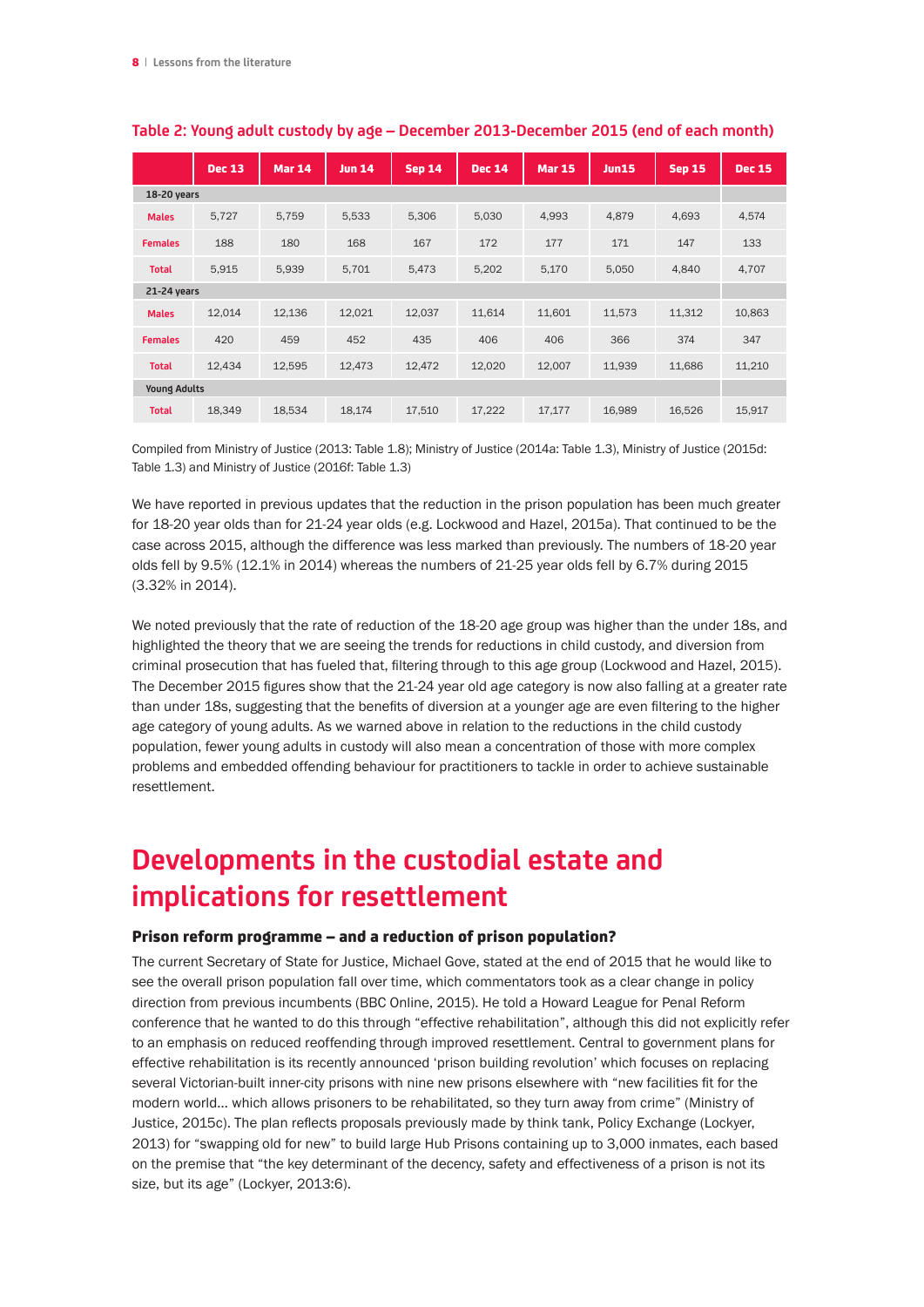**Table 2: Young adult custody by age – December 2013-December 2015 (end of each month)**

| | Dec 13 | Mar 14 | Jun 14 | Sep 14 | Dec 14 | Mar 15 | Jun15 | Sep 15 | Dec 15 |
|---|---|---|---|---|---|---|---|---|---|
| **18-20 years** | | | | | | | | | |
| Males | 5,727 | 5,759 | 5,533 | 5,306 | 5,030 | 4,993 | 4,879 | 4,693 | 4,574 |
| Females | 188 | 180 | 168 | 167 | 172 | 177 | 171 | 147 | 133 |
| Total | 5,915 | 5,939 | 5,701 | 5,473 | 5,202 | 5,170 | 5,050 | 4,840 | 4,707 |
| **21-24 years** | | | | | | | | | |
| Males | 12,014 | 12,136 | 12,021 | 12,037 | 11,614 | 11,601 | 11,573 | 11,312 | 10,863 |
| Females | 420 | 459 | 452 | 435 | 406 | 406 | 366 | 374 | 347 |
| Total | 12,434 | 12,595 | 12,473 | 12,472 | 12,020 | 12,007 | 11,939 | 11,686 | 11,210 |
| **Young Adults** | | | | | | | | | |
| Total | 18,349 | 18,534 | 18,174 | 17,510 | 17,222 | 17,177 | 16,989 | 16,526 | 15,917 |

Compiled from Ministry of Justice (2013: Table 1.8); Ministry of Justice (2014a: Table 1.3), Ministry of Justice (2015d: Table 1.3) and Ministry of Justice (2016f: Table 1.3)

We have reported in previous updates that the reduction in the prison population has been much greater for 18-20 year olds than for 21-24 year olds (e.g. Lockwood and Hazel, 2015a). That continued to be the case across 2015, although the difference was less marked than previously. The numbers of 18-20 year olds fell by 9.5% (12.1% in 2014) whereas the numbers of 21-25 year olds fell by 6.7% during 2015 (3.32% in 2014).

We noted previously that the rate of reduction of the 18-20 age group was higher than the under 18s, and highlighted the theory that we are seeing the trends for reductions in child custody, and diversion from criminal prosecution that has fueled that, filtering through to this age group (Lockwood and Hazel, 2015). The December 2015 figures show that the 21-24 year old age category is now also falling at a greater rate than under 18s, suggesting that the benefits of diversion at a younger age are even filtering to the higher age category of young adults. As we warned above in relation to the reductions in the child custody population, fewer young adults in custody will also mean a concentration of those with more complex problems and embedded offending behaviour for practitioners to tackle in order to achieve sustainable resettlement.

# Developments in the custodial estate and implications for resettlement

### Prison reform programme – and a reduction of prison population?

The current Secretary of State for Justice, Michael Gove, stated at the end of 2015 that he would like to see the overall prison population fall over time, which commentators took as a clear change in policy direction from previous incumbents (BBC Online, 2015). He told a Howard League for Penal Reform conference that he wanted to do this through "effective rehabilitation", although this did not explicitly refer to an emphasis on reduced reoffending through improved resettlement. Central to government plans for effective rehabilitation is its recently announced 'prison building revolution' which focuses on replacing several Victorian-built inner-city prisons with nine new prisons elsewhere with "new facilities fit for the modern world… which allows prisoners to be rehabilitated, so they turn away from crime" (Ministry of Justice, 2015c). The plan reflects proposals previously made by think tank, Policy Exchange (Lockyer, 2013) for "swapping old for new" to build large Hub Prisons containing up to 3,000 inmates, each based on the premise that "the key determinant of the decency, safety and effectiveness of a prison is not its size, but its age" (Lockyer, 2013:6).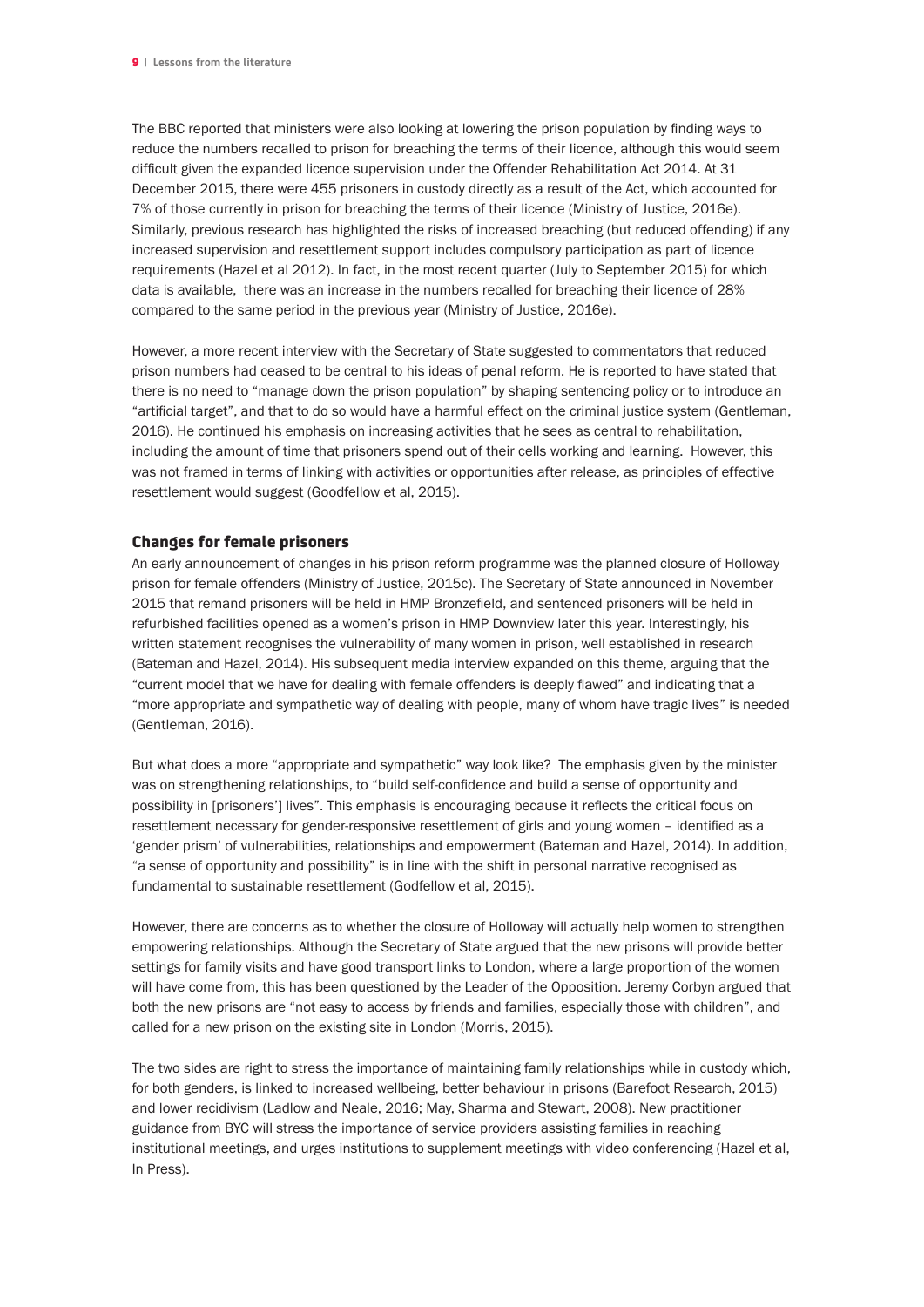The BBC reported that ministers were also looking at lowering the prison population by finding ways to reduce the numbers recalled to prison for breaching the terms of their licence, although this would seem difficult given the expanded licence supervision under the Offender Rehabilitation Act 2014. At 31 December 2015, there were 455 prisoners in custody directly as a result of the Act, which accounted for 7% of those currently in prison for breaching the terms of their licence (Ministry of Justice, 2016e). Similarly, previous research has highlighted the risks of increased breaching (but reduced offending) if any increased supervision and resettlement support includes compulsory participation as part of licence requirements (Hazel et al 2012). In fact, in the most recent quarter (July to September 2015) for which data is available, there was an increase in the numbers recalled for breaching their licence of 28% compared to the same period in the previous year (Ministry of Justice, 2016e).

However, a more recent interview with the Secretary of State suggested to commentators that reduced prison numbers had ceased to be central to his ideas of penal reform. He is reported to have stated that there is no need to "manage down the prison population" by shaping sentencing policy or to introduce an "artificial target", and that to do so would have a harmful effect on the criminal justice system (Gentleman, 2016). He continued his emphasis on increasing activities that he sees as central to rehabilitation, including the amount of time that prisoners spend out of their cells working and learning. However, this was not framed in terms of linking with activities or opportunities after release, as principles of effective resettlement would suggest (Goodfellow et al, 2015).

## Changes for female prisoners

An early announcement of changes in his prison reform programme was the planned closure of Holloway prison for female offenders (Ministry of Justice, 2015c). The Secretary of State announced in November 2015 that remand prisoners will be held in HMP Bronzefield, and sentenced prisoners will be held in refurbished facilities opened as a women's prison in HMP Downview later this year. Interestingly, his written statement recognises the vulnerability of many women in prison, well established in research (Bateman and Hazel, 2014). His subsequent media interview expanded on this theme, arguing that the "current model that we have for dealing with female offenders is deeply flawed" and indicating that a "more appropriate and sympathetic way of dealing with people, many of whom have tragic lives" is needed (Gentleman, 2016).

But what does a more "appropriate and sympathetic" way look like? The emphasis given by the minister was on strengthening relationships, to "build self-confidence and build a sense of opportunity and possibility in [prisoners'] lives". This emphasis is encouraging because it reflects the critical focus on resettlement necessary for gender-responsive resettlement of girls and young women – identified as a 'gender prism' of vulnerabilities, relationships and empowerment (Bateman and Hazel, 2014). In addition, "a sense of opportunity and possibility" is in line with the shift in personal narrative recognised as fundamental to sustainable resettlement (Godfellow et al, 2015).

However, there are concerns as to whether the closure of Holloway will actually help women to strengthen empowering relationships. Although the Secretary of State argued that the new prisons will provide better settings for family visits and have good transport links to London, where a large proportion of the women will have come from, this has been questioned by the Leader of the Opposition. Jeremy Corbyn argued that both the new prisons are "not easy to access by friends and families, especially those with children", and called for a new prison on the existing site in London (Morris, 2015).

The two sides are right to stress the importance of maintaining family relationships while in custody which, for both genders, is linked to increased wellbeing, better behaviour in prisons (Barefoot Research, 2015) and lower recidivism (Ladlow and Neale, 2016; May, Sharma and Stewart, 2008). New practitioner guidance from BYC will stress the importance of service providers assisting families in reaching institutional meetings, and urges institutions to supplement meetings with video conferencing (Hazel et al, In Press).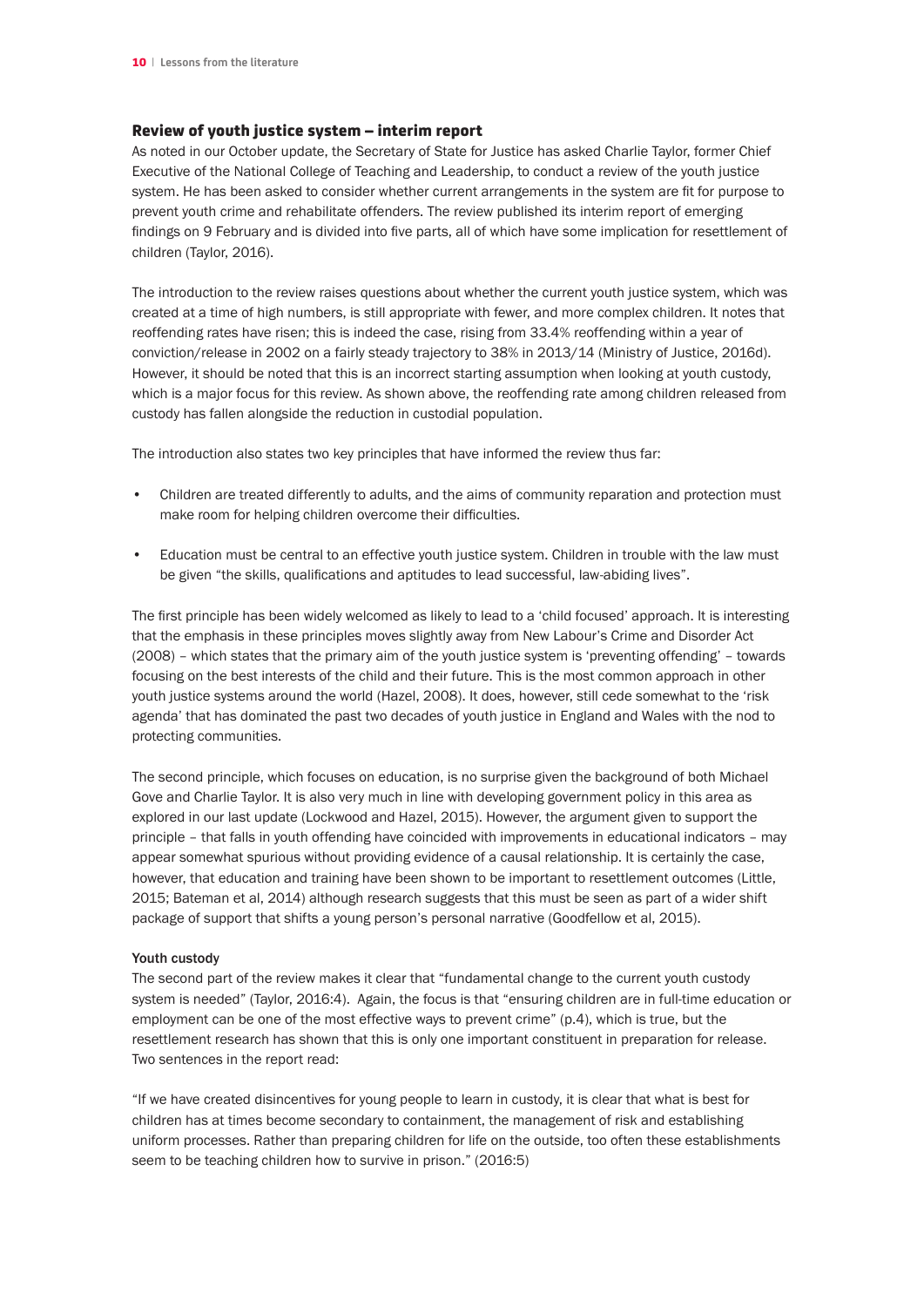## Review of youth justice system – interim report

As noted in our October update, the Secretary of State for Justice has asked Charlie Taylor, former Chief Executive of the National College of Teaching and Leadership, to conduct a review of the youth justice system. He has been asked to consider whether current arrangements in the system are fit for purpose to prevent youth crime and rehabilitate offenders. The review published its interim report of emerging findings on 9 February and is divided into five parts, all of which have some implication for resettlement of children (Taylor, 2016).

The introduction to the review raises questions about whether the current youth justice system, which was created at a time of high numbers, is still appropriate with fewer, and more complex children. It notes that reoffending rates have risen; this is indeed the case, rising from 33.4% reoffending within a year of conviction/release in 2002 on a fairly steady trajectory to 38% in 2013/14 (Ministry of Justice, 2016d). However, it should be noted that this is an incorrect starting assumption when looking at youth custody, which is a major focus for this review. As shown above, the reoffending rate among children released from custody has fallen alongside the reduction in custodial population.

The introduction also states two key principles that have informed the review thus far:

- Children are treated differently to adults, and the aims of community reparation and protection must make room for helping children overcome their difficulties.
- Education must be central to an effective youth justice system. Children in trouble with the law must be given "the skills, qualifications and aptitudes to lead successful, law-abiding lives".

The first principle has been widely welcomed as likely to lead to a 'child focused' approach. It is interesting that the emphasis in these principles moves slightly away from New Labour's Crime and Disorder Act (2008) – which states that the primary aim of the youth justice system is 'preventing offending' – towards focusing on the best interests of the child and their future. This is the most common approach in other youth justice systems around the world (Hazel, 2008). It does, however, still cede somewhat to the 'risk agenda' that has dominated the past two decades of youth justice in England and Wales with the nod to protecting communities.

The second principle, which focuses on education, is no surprise given the background of both Michael Gove and Charlie Taylor. It is also very much in line with developing government policy in this area as explored in our last update (Lockwood and Hazel, 2015). However, the argument given to support the principle – that falls in youth offending have coincided with improvements in educational indicators – may appear somewhat spurious without providing evidence of a causal relationship. It is certainly the case, however, that education and training have been shown to be important to resettlement outcomes (Little, 2015; Bateman et al, 2014) although research suggests that this must be seen as part of a wider shift package of support that shifts a young person's personal narrative (Goodfellow et al, 2015).

### Youth custody

The second part of the review makes it clear that "fundamental change to the current youth custody system is needed" (Taylor, 2016:4). Again, the focus is that "ensuring children are in full-time education or employment can be one of the most effective ways to prevent crime" (p.4), which is true, but the resettlement research has shown that this is only one important constituent in preparation for release. Two sentences in the report read:

"If we have created disincentives for young people to learn in custody, it is clear that what is best for children has at times become secondary to containment, the management of risk and establishing uniform processes. Rather than preparing children for life on the outside, too often these establishments seem to be teaching children how to survive in prison." (2016:5)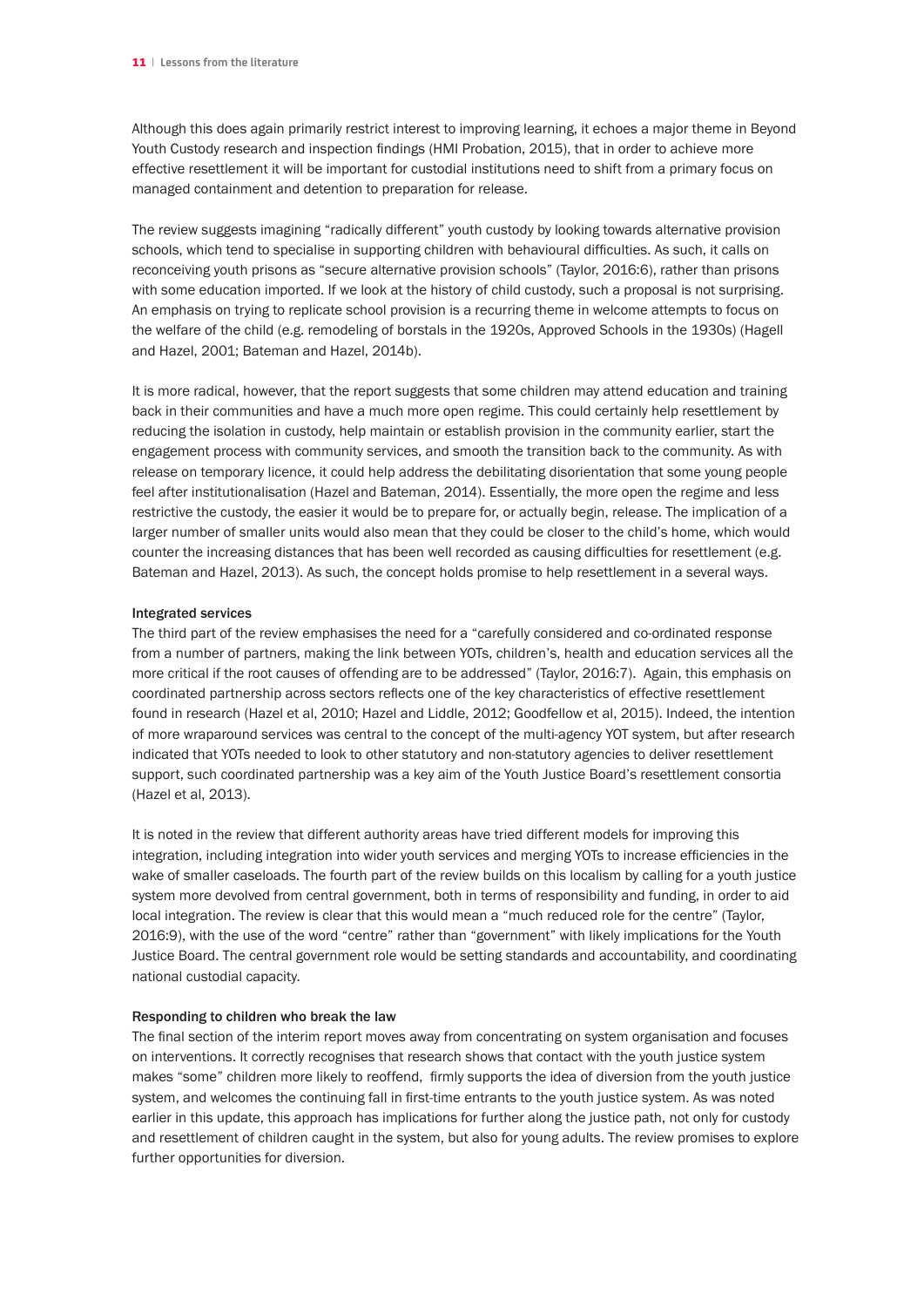Although this does again primarily restrict interest to improving learning, it echoes a major theme in Beyond Youth Custody research and inspection findings (HMI Probation, 2015), that in order to achieve more effective resettlement it will be important for custodial institutions need to shift from a primary focus on managed containment and detention to preparation for release.

The review suggests imagining "radically different" youth custody by looking towards alternative provision schools, which tend to specialise in supporting children with behavioural difficulties. As such, it calls on reconceiving youth prisons as "secure alternative provision schools" (Taylor, 2016:6), rather than prisons with some education imported. If we look at the history of child custody, such a proposal is not surprising. An emphasis on trying to replicate school provision is a recurring theme in welcome attempts to focus on the welfare of the child (e.g. remodeling of borstals in the 1920s, Approved Schools in the 1930s) (Hagell and Hazel, 2001; Bateman and Hazel, 2014b).

It is more radical, however, that the report suggests that some children may attend education and training back in their communities and have a much more open regime. This could certainly help resettlement by reducing the isolation in custody, help maintain or establish provision in the community earlier, start the engagement process with community services, and smooth the transition back to the community. As with release on temporary licence, it could help address the debilitating disorientation that some young people feel after institutionalisation (Hazel and Bateman, 2014). Essentially, the more open the regime and less restrictive the custody, the easier it would be to prepare for, or actually begin, release. The implication of a larger number of smaller units would also mean that they could be closer to the child's home, which would counter the increasing distances that has been well recorded as causing difficulties for resettlement (e.g. Bateman and Hazel, 2013). As such, the concept holds promise to help resettlement in a several ways.

### Integrated services

The third part of the review emphasises the need for a "carefully considered and co-ordinated response from a number of partners, making the link between YOTs, children's, health and education services all the more critical if the root causes of offending are to be addressed" (Taylor, 2016:7). Again, this emphasis on coordinated partnership across sectors reflects one of the key characteristics of effective resettlement found in research (Hazel et al, 2010; Hazel and Liddle, 2012; Goodfellow et al, 2015). Indeed, the intention of more wraparound services was central to the concept of the multi-agency YOT system, but after research indicated that YOTs needed to look to other statutory and non-statutory agencies to deliver resettlement support, such coordinated partnership was a key aim of the Youth Justice Board's resettlement consortia (Hazel et al, 2013).

It is noted in the review that different authority areas have tried different models for improving this integration, including integration into wider youth services and merging YOTs to increase efficiencies in the wake of smaller caseloads. The fourth part of the review builds on this localism by calling for a youth justice system more devolved from central government, both in terms of responsibility and funding, in order to aid local integration. The review is clear that this would mean a "much reduced role for the centre" (Taylor, 2016:9), with the use of the word "centre" rather than "government" with likely implications for the Youth Justice Board. The central government role would be setting standards and accountability, and coordinating national custodial capacity.

### Responding to children who break the law

The final section of the interim report moves away from concentrating on system organisation and focuses on interventions. It correctly recognises that research shows that contact with the youth justice system makes "some" children more likely to reoffend, firmly supports the idea of diversion from the youth justice system, and welcomes the continuing fall in first-time entrants to the youth justice system. As was noted earlier in this update, this approach has implications for further along the justice path, not only for custody and resettlement of children caught in the system, but also for young adults. The review promises to explore further opportunities for diversion.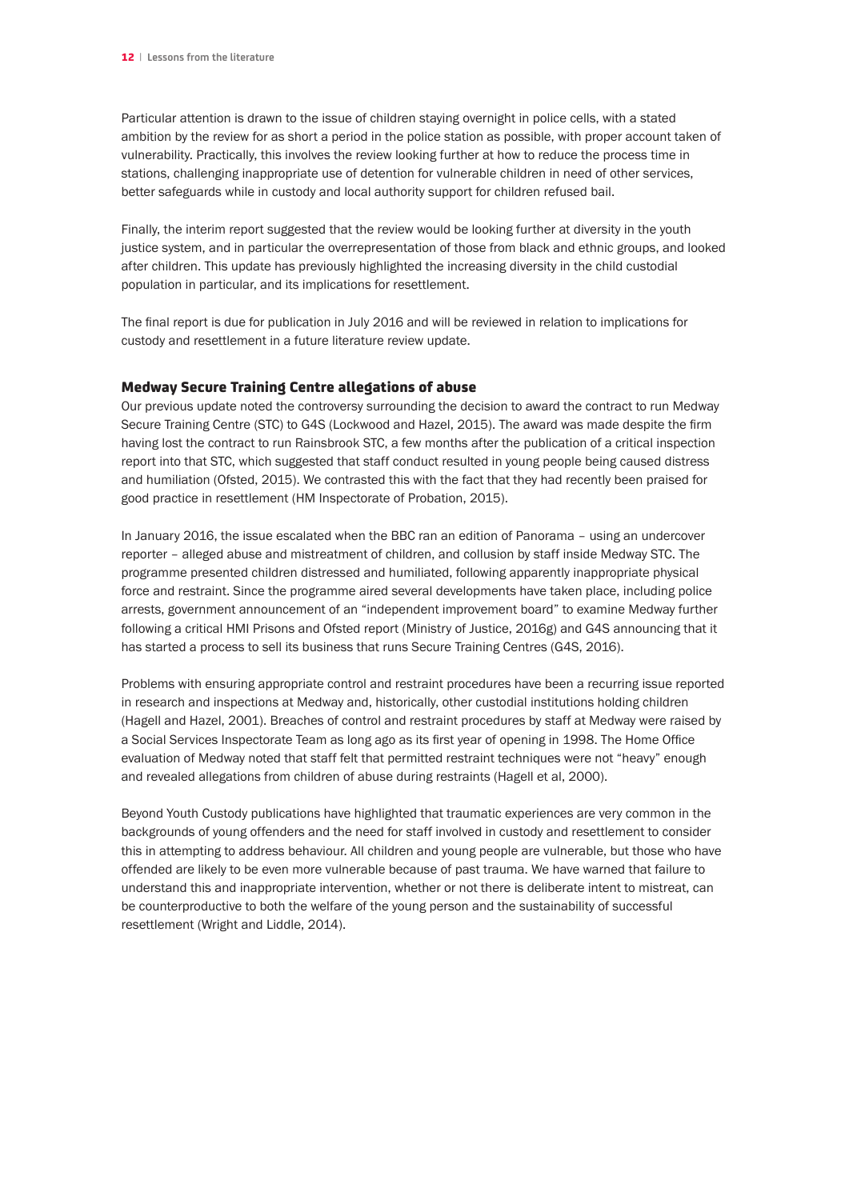Particular attention is drawn to the issue of children staying overnight in police cells, with a stated ambition by the review for as short a period in the police station as possible, with proper account taken of vulnerability. Practically, this involves the review looking further at how to reduce the process time in stations, challenging inappropriate use of detention for vulnerable children in need of other services, better safeguards while in custody and local authority support for children refused bail.

Finally, the interim report suggested that the review would be looking further at diversity in the youth justice system, and in particular the overrepresentation of those from black and ethnic groups, and looked after children. This update has previously highlighted the increasing diversity in the child custodial population in particular, and its implications for resettlement.

The final report is due for publication in July 2016 and will be reviewed in relation to implications for custody and resettlement in a future literature review update.

### Medway Secure Training Centre allegations of abuse

Our previous update noted the controversy surrounding the decision to award the contract to run Medway Secure Training Centre (STC) to G4S (Lockwood and Hazel, 2015). The award was made despite the firm having lost the contract to run Rainsbrook STC, a few months after the publication of a critical inspection report into that STC, which suggested that staff conduct resulted in young people being caused distress and humiliation (Ofsted, 2015). We contrasted this with the fact that they had recently been praised for good practice in resettlement (HM Inspectorate of Probation, 2015).

In January 2016, the issue escalated when the BBC ran an edition of Panorama – using an undercover reporter – alleged abuse and mistreatment of children, and collusion by staff inside Medway STC. The programme presented children distressed and humiliated, following apparently inappropriate physical force and restraint. Since the programme aired several developments have taken place, including police arrests, government announcement of an "independent improvement board" to examine Medway further following a critical HMI Prisons and Ofsted report (Ministry of Justice, 2016g) and G4S announcing that it has started a process to sell its business that runs Secure Training Centres (G4S, 2016).

Problems with ensuring appropriate control and restraint procedures have been a recurring issue reported in research and inspections at Medway and, historically, other custodial institutions holding children (Hagell and Hazel, 2001). Breaches of control and restraint procedures by staff at Medway were raised by a Social Services Inspectorate Team as long ago as its first year of opening in 1998. The Home Office evaluation of Medway noted that staff felt that permitted restraint techniques were not "heavy" enough and revealed allegations from children of abuse during restraints (Hagell et al, 2000).

Beyond Youth Custody publications have highlighted that traumatic experiences are very common in the backgrounds of young offenders and the need for staff involved in custody and resettlement to consider this in attempting to address behaviour. All children and young people are vulnerable, but those who have offended are likely to be even more vulnerable because of past trauma. We have warned that failure to understand this and inappropriate intervention, whether or not there is deliberate intent to mistreat, can be counterproductive to both the welfare of the young person and the sustainability of successful resettlement (Wright and Liddle, 2014).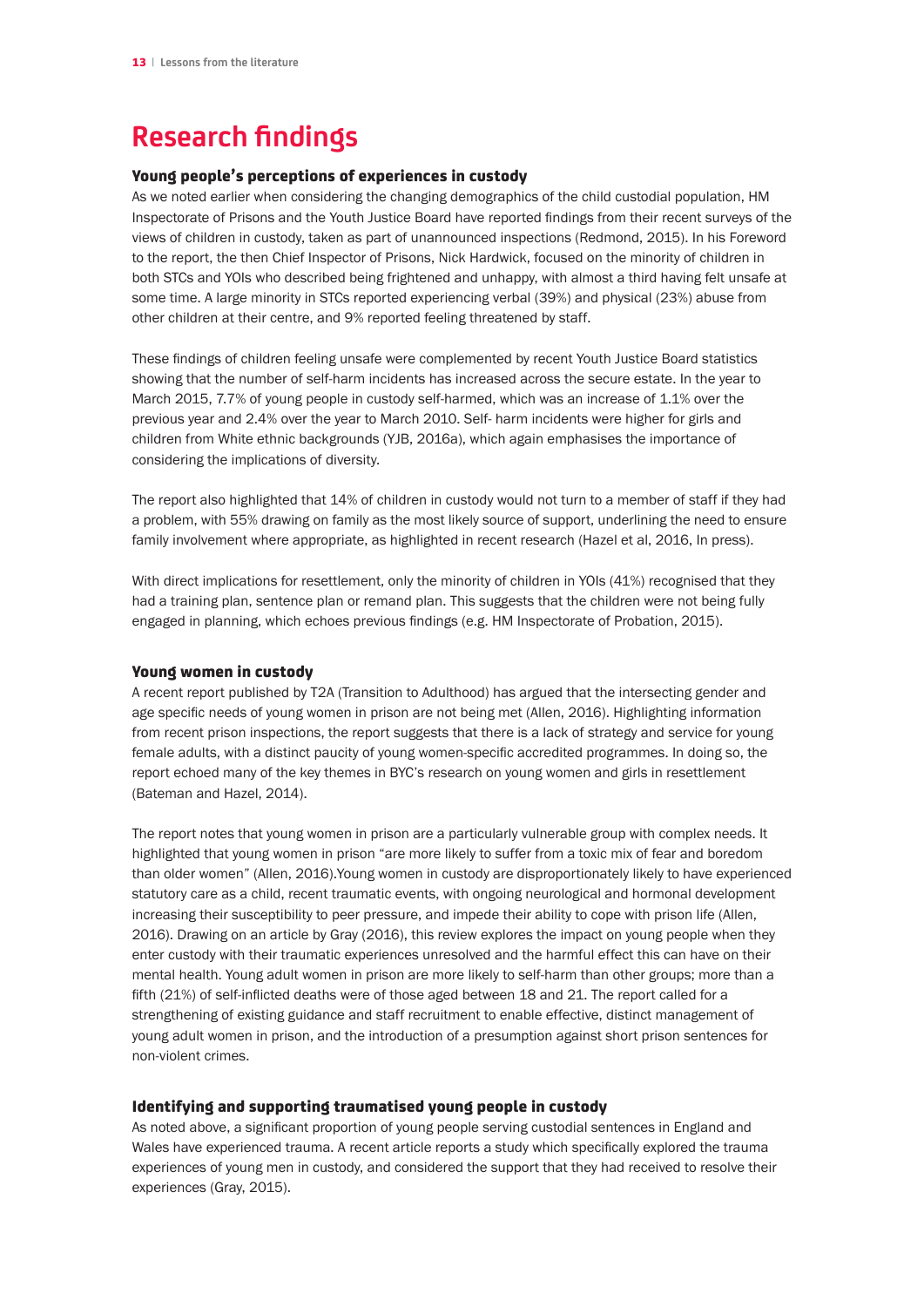# Research findings

### Young people's perceptions of experiences in custody

As we noted earlier when considering the changing demographics of the child custodial population, HM Inspectorate of Prisons and the Youth Justice Board have reported findings from their recent surveys of the views of children in custody, taken as part of unannounced inspections (Redmond, 2015). In his Foreword to the report, the then Chief Inspector of Prisons, Nick Hardwick, focused on the minority of children in both STCs and YOIs who described being frightened and unhappy, with almost a third having felt unsafe at some time. A large minority in STCs reported experiencing verbal (39%) and physical (23%) abuse from other children at their centre, and 9% reported feeling threatened by staff.

These findings of children feeling unsafe were complemented by recent Youth Justice Board statistics showing that the number of self-harm incidents has increased across the secure estate. In the year to March 2015, 7.7% of young people in custody self-harmed, which was an increase of 1.1% over the previous year and 2.4% over the year to March 2010. Self- harm incidents were higher for girls and children from White ethnic backgrounds (YJB, 2016a), which again emphasises the importance of considering the implications of diversity.

The report also highlighted that 14% of children in custody would not turn to a member of staff if they had a problem, with 55% drawing on family as the most likely source of support, underlining the need to ensure family involvement where appropriate, as highlighted in recent research (Hazel et al, 2016, In press).

With direct implications for resettlement, only the minority of children in YOIs (41%) recognised that they had a training plan, sentence plan or remand plan. This suggests that the children were not being fully engaged in planning, which echoes previous findings (e.g. HM Inspectorate of Probation, 2015).

### Young women in custody

A recent report published by T2A (Transition to Adulthood) has argued that the intersecting gender and age specific needs of young women in prison are not being met (Allen, 2016). Highlighting information from recent prison inspections, the report suggests that there is a lack of strategy and service for young female adults, with a distinct paucity of young women-specific accredited programmes. In doing so, the report echoed many of the key themes in BYC's research on young women and girls in resettlement (Bateman and Hazel, 2014).

The report notes that young women in prison are a particularly vulnerable group with complex needs. It highlighted that young women in prison "are more likely to suffer from a toxic mix of fear and boredom than older women" (Allen, 2016).Young women in custody are disproportionately likely to have experienced statutory care as a child, recent traumatic events, with ongoing neurological and hormonal development increasing their susceptibility to peer pressure, and impede their ability to cope with prison life (Allen, 2016). Drawing on an article by Gray (2016), this review explores the impact on young people when they enter custody with their traumatic experiences unresolved and the harmful effect this can have on their mental health. Young adult women in prison are more likely to self-harm than other groups; more than a fifth (21%) of self-inflicted deaths were of those aged between 18 and 21. The report called for a strengthening of existing guidance and staff recruitment to enable effective, distinct management of young adult women in prison, and the introduction of a presumption against short prison sentences for non-violent crimes.

### Identifying and supporting traumatised young people in custody

As noted above, a significant proportion of young people serving custodial sentences in England and Wales have experienced trauma. A recent article reports a study which specifically explored the trauma experiences of young men in custody, and considered the support that they had received to resolve their experiences (Gray, 2015).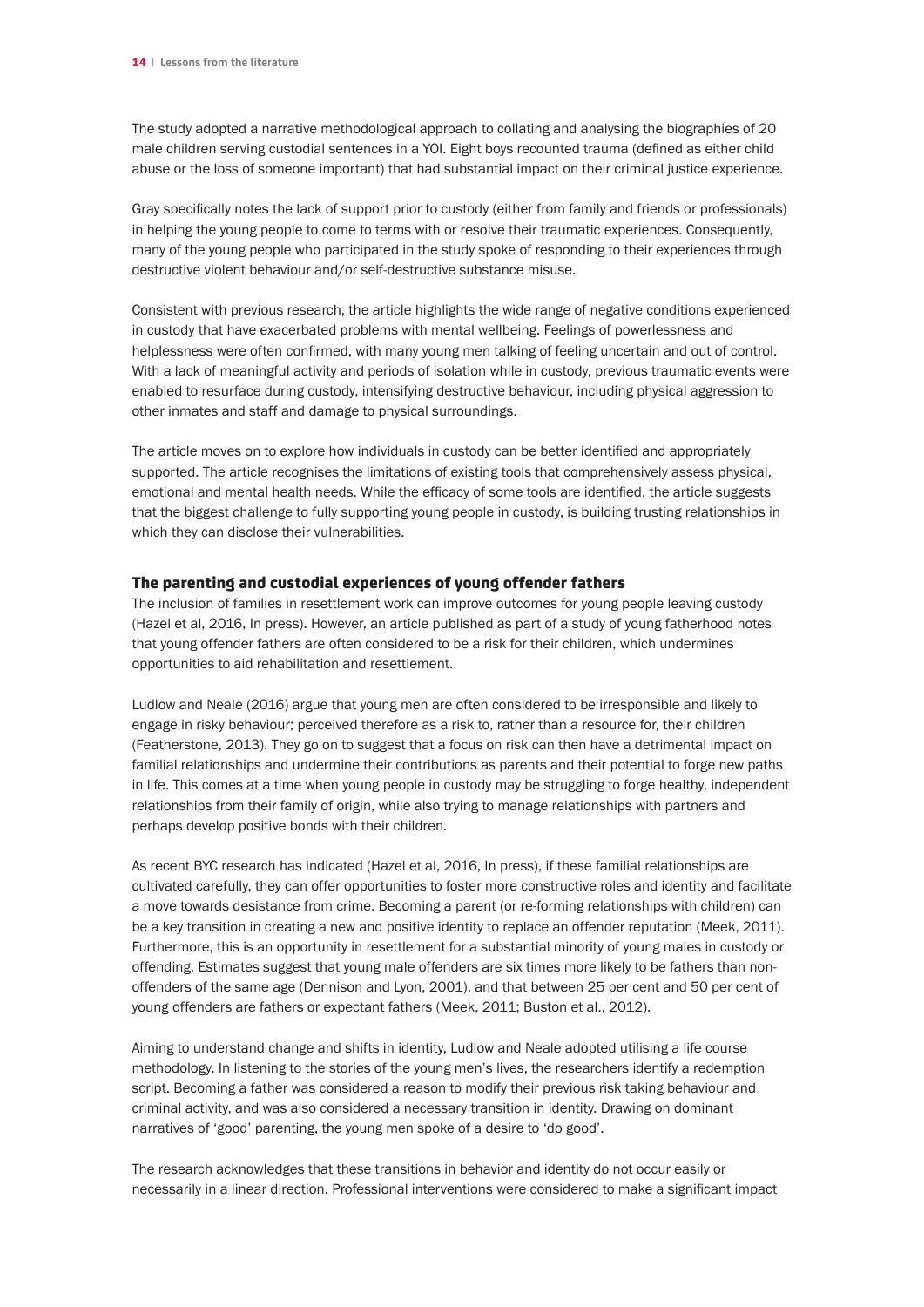The study adopted a narrative methodological approach to collating and analysing the biographies of 20 male children serving custodial sentences in a YOI. Eight boys recounted trauma (defined as either child abuse or the loss of someone important) that had substantial impact on their criminal justice experience.

Gray specifically notes the lack of support prior to custody (either from family and friends or professionals) in helping the young people to come to terms with or resolve their traumatic experiences. Consequently, many of the young people who participated in the study spoke of responding to their experiences through destructive violent behaviour and/or self-destructive substance misuse.

Consistent with previous research, the article highlights the wide range of negative conditions experienced in custody that have exacerbated problems with mental wellbeing. Feelings of powerlessness and helplessness were often confirmed, with many young men talking of feeling uncertain and out of control. With a lack of meaningful activity and periods of isolation while in custody, previous traumatic events were enabled to resurface during custody, intensifying destructive behaviour, including physical aggression to other inmates and staff and damage to physical surroundings.

The article moves on to explore how individuals in custody can be better identified and appropriately supported. The article recognises the limitations of existing tools that comprehensively assess physical, emotional and mental health needs. While the efficacy of some tools are identified, the article suggests that the biggest challenge to fully supporting young people in custody, is building trusting relationships in which they can disclose their vulnerabilities.

### The parenting and custodial experiences of young offender fathers

The inclusion of families in resettlement work can improve outcomes for young people leaving custody (Hazel et al, 2016, In press). However, an article published as part of a study of young fatherhood notes that young offender fathers are often considered to be a risk for their children, which undermines opportunities to aid rehabilitation and resettlement.

Ludlow and Neale (2016) argue that young men are often considered to be irresponsible and likely to engage in risky behaviour; perceived therefore as a risk to, rather than a resource for, their children (Featherstone, 2013). They go on to suggest that a focus on risk can then have a detrimental impact on familial relationships and undermine their contributions as parents and their potential to forge new paths in life. This comes at a time when young people in custody may be struggling to forge healthy, independent relationships from their family of origin, while also trying to manage relationships with partners and perhaps develop positive bonds with their children.

As recent BYC research has indicated (Hazel et al, 2016, In press), if these familial relationships are cultivated carefully, they can offer opportunities to foster more constructive roles and identity and facilitate a move towards desistance from crime. Becoming a parent (or re-forming relationships with children) can be a key transition in creating a new and positive identity to replace an offender reputation (Meek, 2011). Furthermore, this is an opportunity in resettlement for a substantial minority of young males in custody or offending. Estimates suggest that young male offenders are six times more likely to be fathers than non-offenders of the same age (Dennison and Lyon, 2001), and that between 25 per cent and 50 per cent of young offenders are fathers or expectant fathers (Meek, 2011; Buston et al., 2012).

Aiming to understand change and shifts in identity, Ludlow and Neale adopted utilising a life course methodology. In listening to the stories of the young men's lives, the researchers identify a redemption script. Becoming a father was considered a reason to modify their previous risk taking behaviour and criminal activity, and was also considered a necessary transition in identity. Drawing on dominant narratives of 'good' parenting, the young men spoke of a desire to 'do good'.

The research acknowledges that these transitions in behavior and identity do not occur easily or necessarily in a linear direction. Professional interventions were considered to make a significant impact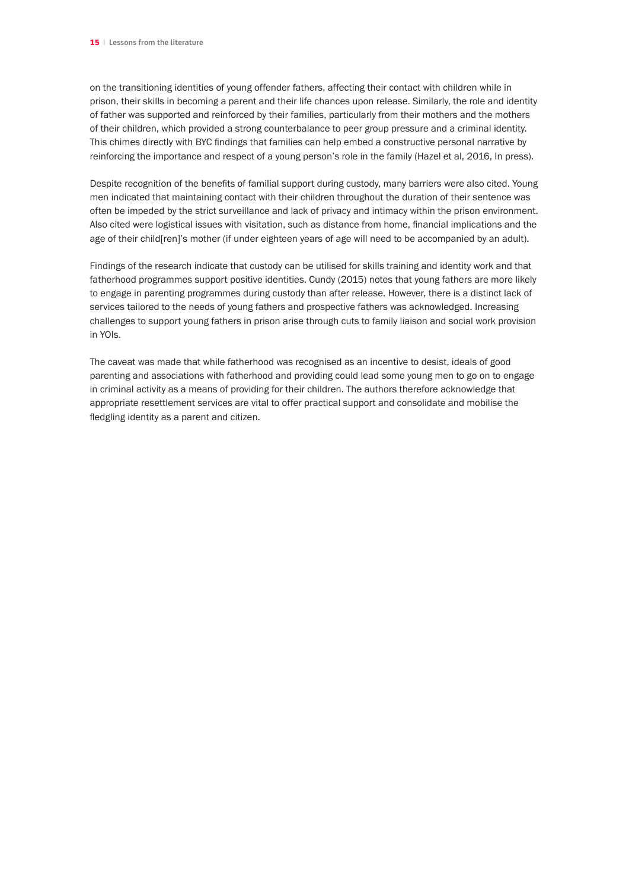on the transitioning identities of young offender fathers, affecting their contact with children while in prison, their skills in becoming a parent and their life chances upon release. Similarly, the role and identity of father was supported and reinforced by their families, particularly from their mothers and the mothers of their children, which provided a strong counterbalance to peer group pressure and a criminal identity. This chimes directly with BYC findings that families can help embed a constructive personal narrative by reinforcing the importance and respect of a young person's role in the family (Hazel et al, 2016, In press).

Despite recognition of the benefits of familial support during custody, many barriers were also cited. Young men indicated that maintaining contact with their children throughout the duration of their sentence was often be impeded by the strict surveillance and lack of privacy and intimacy within the prison environment. Also cited were logistical issues with visitation, such as distance from home, financial implications and the age of their child[ren]'s mother (if under eighteen years of age will need to be accompanied by an adult).

Findings of the research indicate that custody can be utilised for skills training and identity work and that fatherhood programmes support positive identities. Cundy (2015) notes that young fathers are more likely to engage in parenting programmes during custody than after release. However, there is a distinct lack of services tailored to the needs of young fathers and prospective fathers was acknowledged. Increasing challenges to support young fathers in prison arise through cuts to family liaison and social work provision in YOIs.

The caveat was made that while fatherhood was recognised as an incentive to desist, ideals of good parenting and associations with fatherhood and providing could lead some young men to go on to engage in criminal activity as a means of providing for their children. The authors therefore acknowledge that appropriate resettlement services are vital to offer practical support and consolidate and mobilise the fledgling identity as a parent and citizen.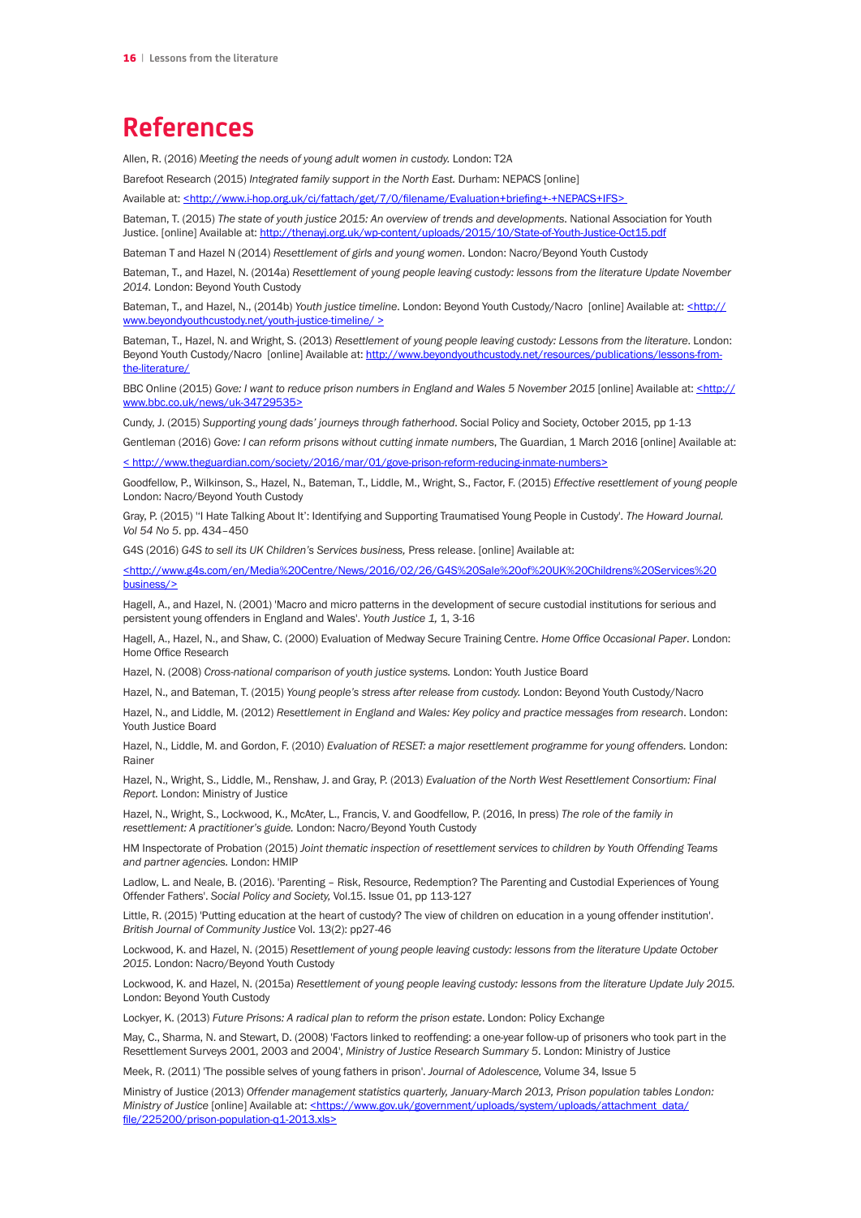# References

Allen, R. (2016) *Meeting the needs of young adult women in custody.* London: T2A

Barefoot Research (2015) *Integrated family support in the North East.* Durham: NEPACS [online]

Available at: <http://www.i-hop.org.uk/ci/fattach/get/7/0/filename/Evaluation+briefing+-+NEPACS+IFS>

Bateman, T. (2015) *The state of youth justice 2015: An overview of trends and developments*. National Association for Youth Justice. [online] Available at: http://thenayj.org.uk/wp-content/uploads/2015/10/State-of-Youth-Justice-Oct15.pdf

Bateman T and Hazel N (2014) *Resettlement of girls and young women*. London: Nacro/Beyond Youth Custody

Bateman, T., and Hazel, N. (2014a) *Resettlement of young people leaving custody: lessons from the literature Update November 2014.* London: Beyond Youth Custody

Bateman, T., and Hazel, N., (2014b) *Youth justice timeline*. London: Beyond Youth Custody/Nacro [online] Available at: <http://www.beyondyouthcustody.net/youth-justice-timeline/ >

Bateman, T., Hazel, N. and Wright, S. (2013) *Resettlement of young people leaving custody: Lessons from the literature*. London: Beyond Youth Custody/Nacro [online] Available at: http://www.beyondyouthcustody.net/resources/publications/lessons-from-the-literature/

BBC Online (2015) *Gove: I want to reduce prison numbers in England and Wales 5 November 2015* [online] Available at: <http://www.bbc.co.uk/news/uk-34729535>

Cundy, J. (2015) *Supporting young dads' journeys through fatherhood*. Social Policy and Society, October 2015, pp 1-13

Gentleman (2016) *Gove: I can reform prisons without cutting inmate numbers*, The Guardian, 1 March 2016 [online] Available at:

< http://www.theguardian.com/society/2016/mar/01/gove-prison-reform-reducing-inmate-numbers>

Goodfellow, P., Wilkinson, S., Hazel, N., Bateman, T., Liddle, M., Wright, S., Factor, F. (2015) *Effective resettlement of young people* London: Nacro/Beyond Youth Custody

Gray, P. (2015) ''I Hate Talking About It': Identifying and Supporting Traumatised Young People in Custody'. *The Howard Journal. Vol 54 No 5*. pp. 434–450

G4S (2016) *G4S to sell its UK Children's Services business,* Press release. [online] Available at:

<http://www.g4s.com/en/Media%20Centre/News/2016/02/26/G4S%20Sale%20of%20UK%20Childrens%20Services%20business/>

Hagell, A., and Hazel, N. (2001) 'Macro and micro patterns in the development of secure custodial institutions for serious and persistent young offenders in England and Wales'. *Youth Justice 1,* 1, 3-16

Hagell, A., Hazel, N., and Shaw, C. (2000) Evaluation of Medway Secure Training Centre. *Home Office Occasional Paper*. London: Home Office Research

Hazel, N. (2008) *Cross-national comparison of youth justice systems.* London: Youth Justice Board

Hazel, N., and Bateman, T. (2015) *Young people's stress after release from custody.* London: Beyond Youth Custody/Nacro

Hazel, N., and Liddle, M. (2012) *Resettlement in England and Wales: Key policy and practice messages from research*. London: Youth Justice Board

Hazel, N., Liddle, M. and Gordon, F. (2010) *Evaluation of RESET: a major resettlement programme for young offenders.* London: Rainer

Hazel, N., Wright, S., Liddle, M., Renshaw, J. and Gray, P. (2013) *Evaluation of the North West Resettlement Consortium: Final Report.* London: Ministry of Justice

Hazel, N., Wright, S., Lockwood, K., McAter, L., Francis, V. and Goodfellow, P. (2016, In press) *The role of the family in resettlement: A practitioner's guide.* London: Nacro/Beyond Youth Custody

HM Inspectorate of Probation (2015) *Joint thematic inspection of resettlement services to children by Youth Offending Teams and partner agencies.* London: HMIP

Ladlow, L. and Neale, B. (2016). 'Parenting – Risk, Resource, Redemption? The Parenting and Custodial Experiences of Young Offender Fathers'. *Social Policy and Society,* Vol.15. Issue 01, pp 113-127

Little, R. (2015) 'Putting education at the heart of custody? The view of children on education in a young offender institution'. *British Journal of Community Justice* Vol. 13(2): pp27-46

Lockwood, K. and Hazel, N. (2015) *Resettlement of young people leaving custody: lessons from the literature Update October 2015*. London: Nacro/Beyond Youth Custody

Lockwood, K. and Hazel, N. (2015a) *Resettlement of young people leaving custody: lessons from the literature Update July 2015.* London: Beyond Youth Custody

Lockyer, K. (2013) *Future Prisons: A radical plan to reform the prison estate*. London: Policy Exchange

May, C., Sharma, N. and Stewart, D. (2008) 'Factors linked to reoffending: a one-year follow-up of prisoners who took part in the Resettlement Surveys 2001, 2003 and 2004', *Ministry of Justice Research Summary 5*. London: Ministry of Justice

Meek, R. (2011) 'The possible selves of young fathers in prison'. *Journal of Adolescence,* Volume 34, Issue 5

Ministry of Justice (2013) *Offender management statistics quarterly, January-March 2013, Prison population tables London: Ministry of Justice* [online] Available at: <https://www.gov.uk/government/uploads/system/uploads/attachment_data/file/225200/prison-population-q1-2013.xls>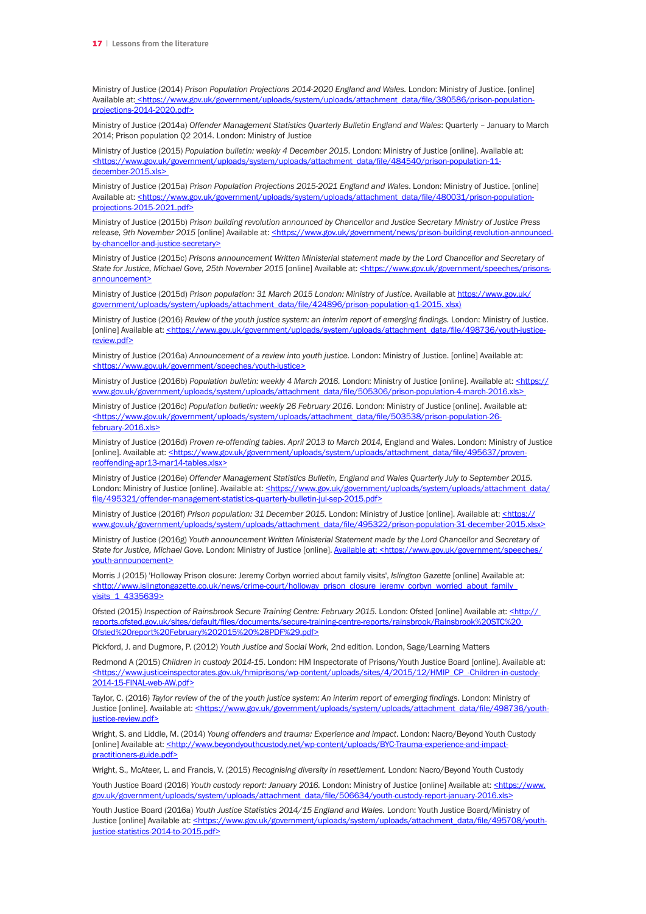Ministry of Justice (2014) *Prison Population Projections 2014-2020 England and Wales.* London: Ministry of Justice. [online] Available at: <https://www.gov.uk/government/uploads/system/uploads/attachment_data/file/380586/prison-population-projections-2014-2020.pdf>

Ministry of Justice (2014a) *Offender Management Statistics Quarterly Bulletin England and Wales*: Quarterly – January to March 2014; Prison population Q2 2014. London: Ministry of Justice

Ministry of Justice (2015) *Population bulletin: weekly 4 December 2015*. London: Ministry of Justice [online]. Available at: <https://www.gov.uk/government/uploads/system/uploads/attachment_data/file/484540/prison-population-11-december-2015.xls>

Ministry of Justice (2015a) *Prison Population Projections 2015-2021 England and Wales*. London: Ministry of Justice. [online] Available at: <https://www.gov.uk/government/uploads/system/uploads/attachment_data/file/480031/prison-population-projections-2015-2021.pdf>

Ministry of Justice (2015b) *Prison building revolution announced by Chancellor and Justice Secretary Ministry of Justice Press release, 9th November 2015* [online] Available at: <https://www.gov.uk/government/news/prison-building-revolution-announced-by-chancellor-and-justice-secretary>

Ministry of Justice (2015c) *Prisons announcement Written Ministerial statement made by the Lord Chancellor and Secretary of State for Justice, Michael Gove, 25th November 2015* [online] Available at: <https://www.gov.uk/government/speeches/prisons-announcement>

Ministry of Justice (2015d) *Prison population: 31 March 2015 London: Ministry of Justice*. Available at https://www.gov.uk/government/uploads/system/uploads/attachment_data/file/424896/prison-population-q1-2015. xlsx)

Ministry of Justice (2016) *Review of the youth justice system: an interim report of emerging findings.* London: Ministry of Justice. [online] Available at: <https://www.gov.uk/government/uploads/system/uploads/attachment_data/file/498736/youth-justice-review.pdf>

Ministry of Justice (2016a) *Announcement of a review into youth justice.* London: Ministry of Justice. [online] Available at: <https://www.gov.uk/government/speeches/youth-justice>

Ministry of Justice (2016b) *Population bulletin: weekly 4 March 2016.* London: Ministry of Justice [online]. Available at: <https://www.gov.uk/government/uploads/system/uploads/attachment_data/file/505306/prison-population-4-march-2016.xls>

Ministry of Justice (2016c) *Population bulletin: weekly 26 February 2016*. London: Ministry of Justice [online]. Available at: <https://www.gov.uk/government/uploads/system/uploads/attachment_data/file/503538/prison-population-26-february-2016.xls>

Ministry of Justice (2016d) *Proven re-offending tables. April 2013 to March 2014,* England and Wales. London: Ministry of Justice [online]. Available at: <https://www.gov.uk/government/uploads/system/uploads/attachment_data/file/495637/proven-reoffending-apr13-mar14-tables.xlsx>

Ministry of Justice (2016e) *Offender Management Statistics Bulletin, England and Wales Quarterly July to September 2015.* London: Ministry of Justice [online]. Available at: <https://www.gov.uk/government/uploads/system/uploads/attachment_data/file/495321/offender-management-statistics-quarterly-bulletin-jul-sep-2015.pdf>

Ministry of Justice (2016f) *Prison population: 31 December 2015.* London: Ministry of Justice [online]. Available at: <https://www.gov.uk/government/uploads/system/uploads/attachment_data/file/495322/prison-population-31-december-2015.xlsx>

Ministry of Justice (2016g) *Youth announcement Written Ministerial Statement made by the Lord Chancellor and Secretary of State for Justice, Michael Gove.* London: Ministry of Justice [online]. Available at: <https://www.gov.uk/government/speeches/youth-announcement>

Morris J (2015) 'Holloway Prison closure: Jeremy Corbyn worried about family visits', *Islington Gazette* [online] Available at: <http://www.islingtongazette.co.uk/news/crime-court/holloway_prison_closure_jeremy_corbyn_worried_about_family_visits_1_4335639>

Ofsted (2015) *Inspection of Rainsbrook Secure Training Centre: February 2015.* London: Ofsted [online] Available at: <http://reports.ofsted.gov.uk/sites/default/files/documents/secure-training-centre-reports/rainsbrook/Rainsbrook%20STC%20Ofsted%20report%20February%202015%20%28PDF%29.pdf>

Pickford, J. and Dugmore, P. (2012) *Youth Justice and Social Work,* 2nd edition. London, Sage/Learning Matters

Redmond A (2015) *Children in custody 2014-15*. London: HM Inspectorate of Prisons/Youth Justice Board [online]. Available at: <https://www.justiceinspectorates.gov.uk/hmiprisons/wp-content/uploads/sites/4/2015/12/HMIP_CP_-Children-in-custody-2014-15-FINAL-web-AW.pdf>

Taylor, C. (2016) *Taylor review of the of the youth justice system: An interim report of emerging findings*. London: Ministry of Justice [online]. Available at: <https://www.gov.uk/government/uploads/system/uploads/attachment_data/file/498736/youth-justice-review.pdf>

Wright, S. and Liddle, M. (2014) *Young offenders and trauma: Experience and impact*. London: Nacro/Beyond Youth Custody [online] Available at: <http://www.beyondyouthcustody.net/wp-content/uploads/BYC-Trauma-experience-and-impact-practitioners-guide.pdf>

Wright, S., McAteer, L. and Francis, V. (2015) *Recognising diversity in resettlement.* London: Nacro/Beyond Youth Custody

Youth Justice Board (2016) *Youth custody report: January 2016.* London: Ministry of Justice [online] Available at: <https://www.gov.uk/government/uploads/system/uploads/attachment_data/file/506634/youth-custody-report-january-2016.xls>

Youth Justice Board (2016a) *Youth Justice Statistics 2014/15 England and Wales.* London: Youth Justice Board/Ministry of Justice [online] Available at: <https://www.gov.uk/government/uploads/system/uploads/attachment_data/file/495708/youth-justice-statistics-2014-to-2015.pdf>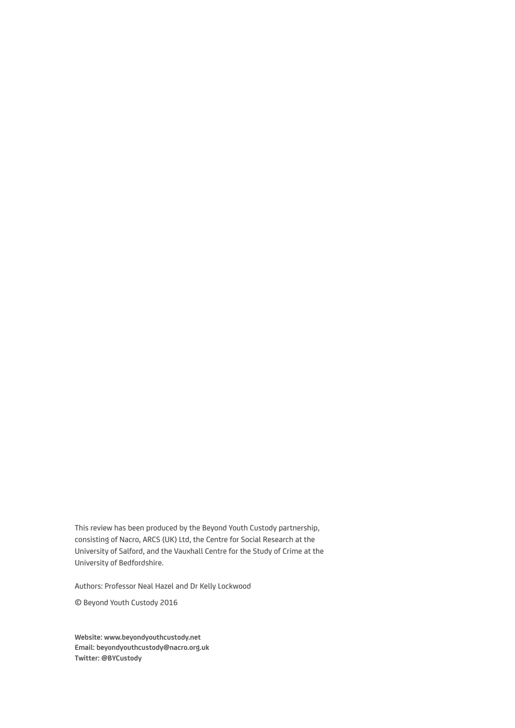This review has been produced by the Beyond Youth Custody partnership, consisting of Nacro, ARCS (UK) Ltd, the Centre for Social Research at the University of Salford, and the Vauxhall Centre for the Study of Crime at the University of Bedfordshire.

Authors: Professor Neal Hazel and Dr Kelly Lockwood

© Beyond Youth Custody 2016

**Website: www.beyondyouthcustody.net**
**Email: beyondyouthcustody@nacro.org.uk**
**Twitter: @BYCustody**